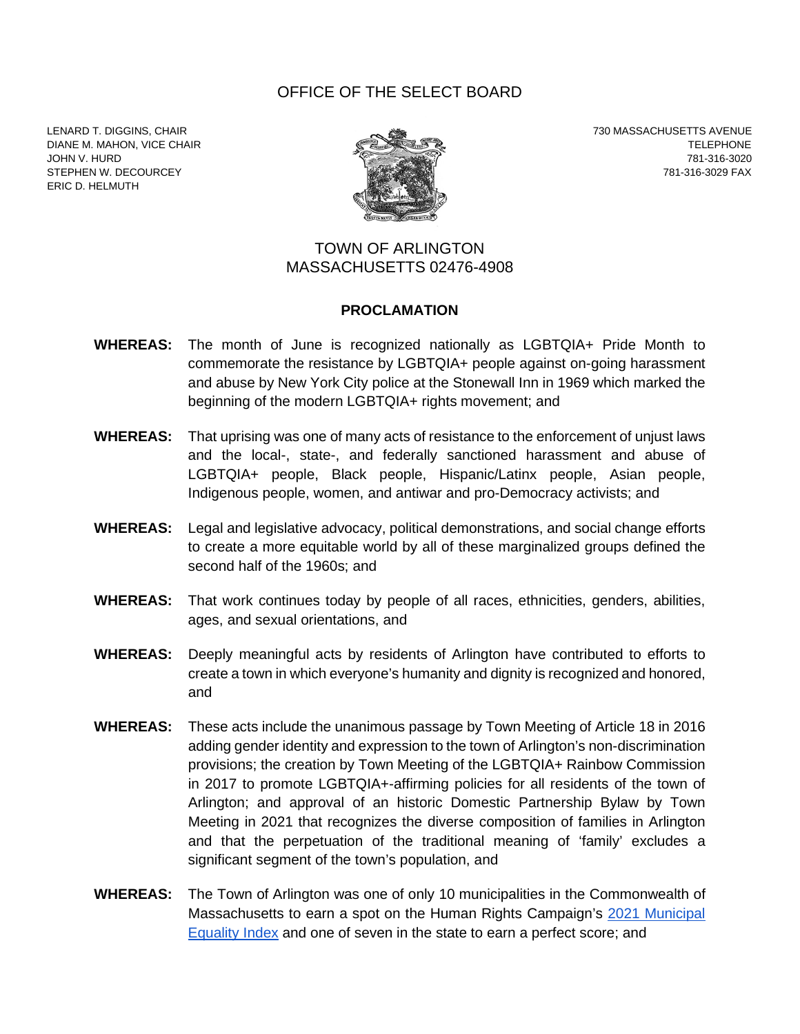# OFFICE OF THE SELECT BOARD

LENARD T. DIGGINS, CHAIR
DIANE M. MAHON, VICE CHAIR
JOHN V. HURD
STEPHEN W. DECOURCEY
ERIC D. HELMUTH

730 MASSACHUSETTS AVENUE
TELEPHONE
781-316-3020
781-316-3029 FAX

## TOWN OF ARLINGTON
## MASSACHUSETTS 02476-4908

### PROCLAMATION

**WHEREAS:** The month of June is recognized nationally as LGBTQIA+ Pride Month to commemorate the resistance by LGBTQIA+ people against on-going harassment and abuse by New York City police at the Stonewall Inn in 1969 which marked the beginning of the modern LGBTQIA+ rights movement; and

**WHEREAS:** That uprising was one of many acts of resistance to the enforcement of unjust laws and the local-, state-, and federally sanctioned harassment and abuse of LGBTQIA+ people, Black people, Hispanic/Latinx people, Asian people, Indigenous people, women, and antiwar and pro-Democracy activists; and

**WHEREAS:** Legal and legislative advocacy, political demonstrations, and social change efforts to create a more equitable world by all of these marginalized groups defined the second half of the 1960s; and

**WHEREAS:** That work continues today by people of all races, ethnicities, genders, abilities, ages, and sexual orientations, and

**WHEREAS:** Deeply meaningful acts by residents of Arlington have contributed to efforts to create a town in which everyone's humanity and dignity is recognized and honored, and

**WHEREAS:** These acts include the unanimous passage by Town Meeting of Article 18 in 2016 adding gender identity and expression to the town of Arlington's non-discrimination provisions; the creation by Town Meeting of the LGBTQIA+ Rainbow Commission in 2017 to promote LGBTQIA+-affirming policies for all residents of the town of Arlington; and approval of an historic Domestic Partnership Bylaw by Town Meeting in 2021 that recognizes the diverse composition of families in Arlington and that the perpetuation of the traditional meaning of 'family' excludes a significant segment of the town's population, and

**WHEREAS:** The Town of Arlington was one of only 10 municipalities in the Commonwealth of Massachusetts to earn a spot on the Human Rights Campaign's 2021 Municipal Equality Index and one of seven in the state to earn a perfect score; and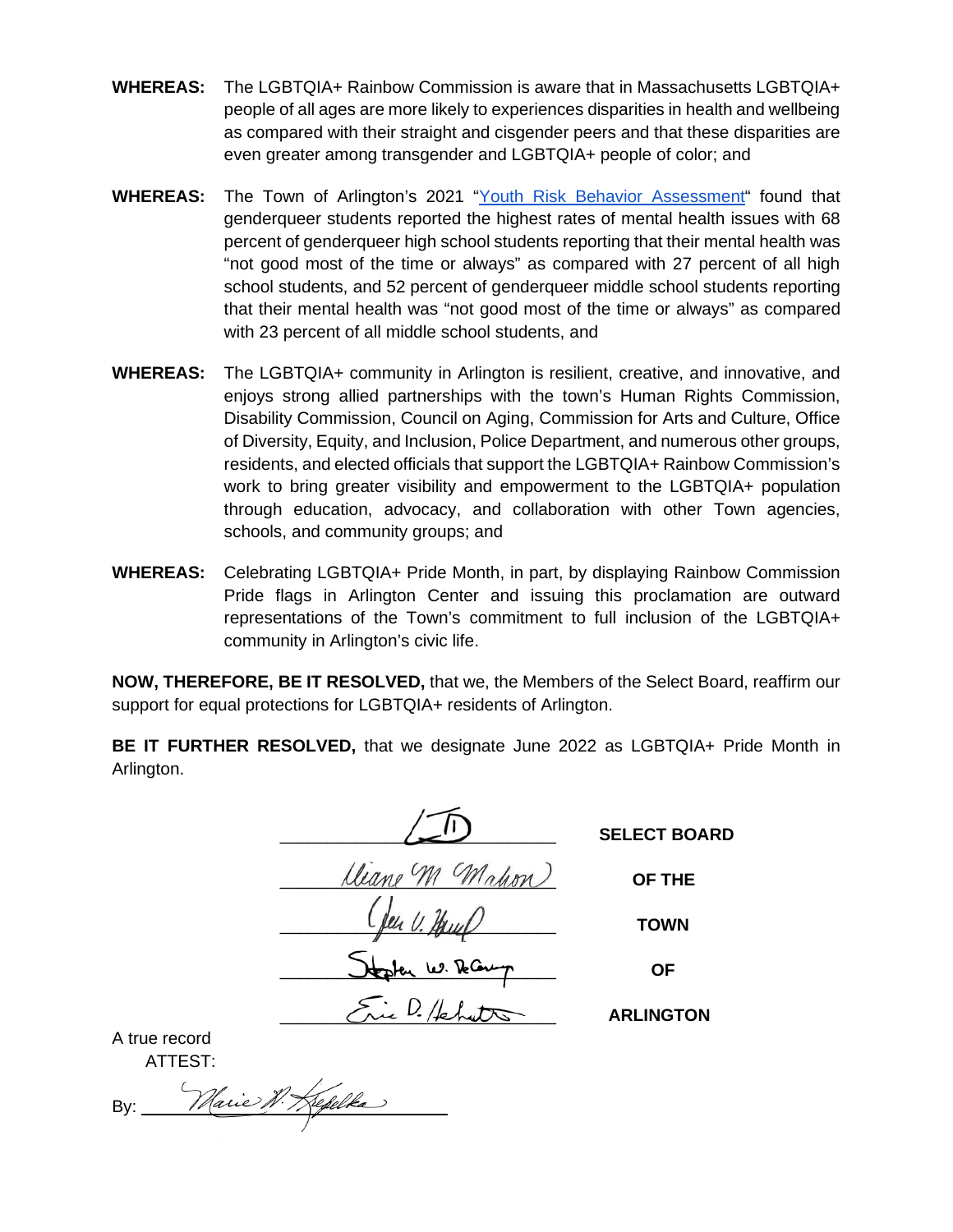**WHEREAS:** The LGBTQIA+ Rainbow Commission is aware that in Massachusetts LGBTQIA+ people of all ages are more likely to experiences disparities in health and wellbeing as compared with their straight and cisgender peers and that these disparities are even greater among transgender and LGBTQIA+ people of color; and

**WHEREAS:** The Town of Arlington's 2021 "Youth Risk Behavior Assessment" found that genderqueer students reported the highest rates of mental health issues with 68 percent of genderqueer high school students reporting that their mental health was "not good most of the time or always" as compared with 27 percent of all high school students, and 52 percent of genderqueer middle school students reporting that their mental health was "not good most of the time or always" as compared with 23 percent of all middle school students, and

**WHEREAS:** The LGBTQIA+ community in Arlington is resilient, creative, and innovative, and enjoys strong allied partnerships with the town's Human Rights Commission, Disability Commission, Council on Aging, Commission for Arts and Culture, Office of Diversity, Equity, and Inclusion, Police Department, and numerous other groups, residents, and elected officials that support the LGBTQIA+ Rainbow Commission's work to bring greater visibility and empowerment to the LGBTQIA+ population through education, advocacy, and collaboration with other Town agencies, schools, and community groups; and

**WHEREAS:** Celebrating LGBTQIA+ Pride Month, in part, by displaying Rainbow Commission Pride flags in Arlington Center and issuing this proclamation are outward representations of the Town's commitment to full inclusion of the LGBTQIA+ community in Arlington's civic life.

**NOW, THEREFORE, BE IT RESOLVED,** that we, the Members of the Select Board, reaffirm our support for equal protections for LGBTQIA+ residents of Arlington.

**BE IT FURTHER RESOLVED,** that we designate June 2022 as LGBTQIA+ Pride Month in Arlington.

| | |
|---|---|
| _______________ | **SELECT BOARD** |
| Diane M Mahon | **OF THE** |
| Jon V. Hurd | **TOWN** |
| Stephen W. DeCourcey | **OF** |
| Eric D. Helmuth | **ARLINGTON** |

A true record
ATTEST:

By: Marie A. Krepelka